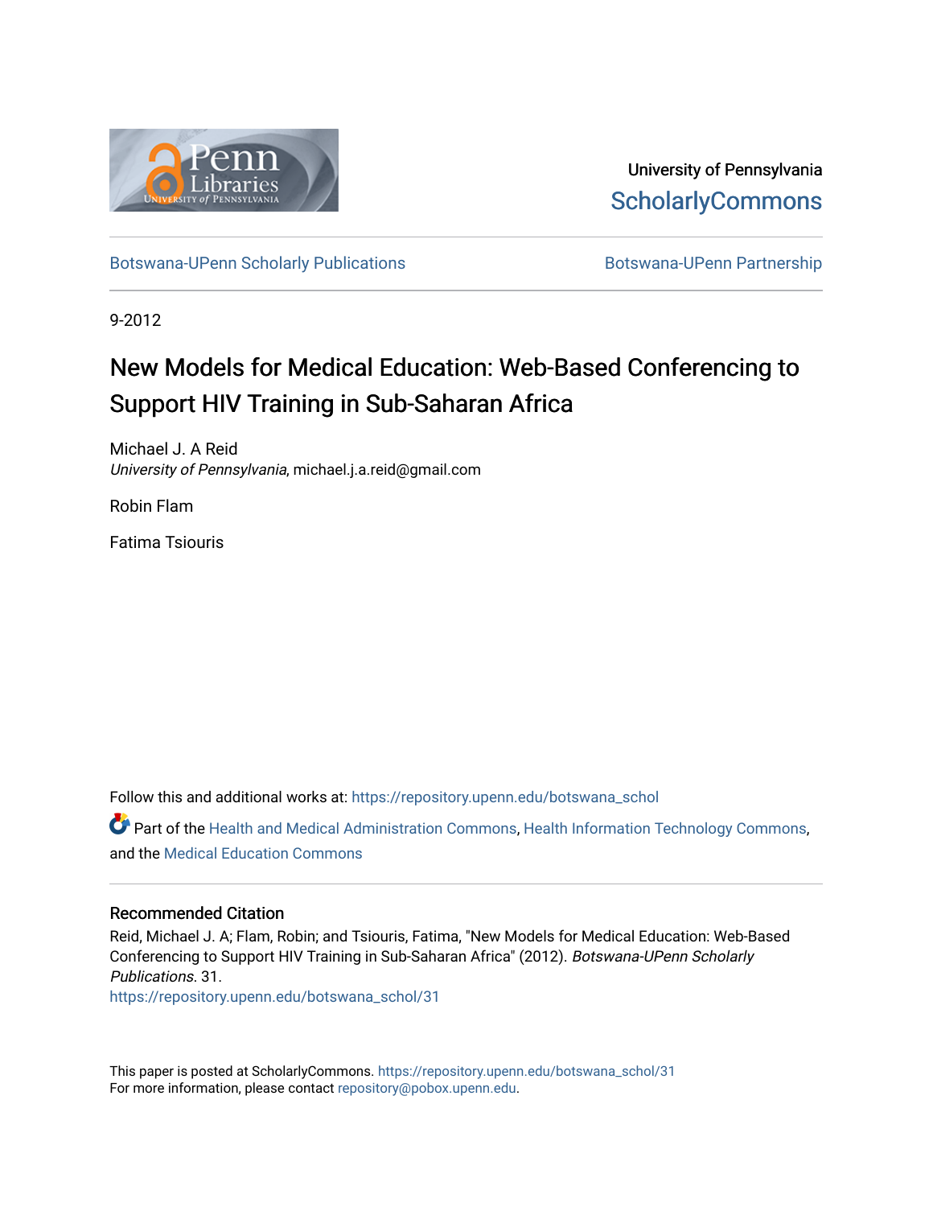University of Pennsylvania
ScholarlyCommons

Botswana-UPenn Scholarly Publications | Botswana-UPenn Partnership

9-2012

# New Models for Medical Education: Web-Based Conferencing to Support HIV Training in Sub-Saharan Africa

Michael J. A Reid
*University of Pennsylvania*, michael.j.a.reid@gmail.com

Robin Flam

Fatima Tsiouris

Follow this and additional works at: https://repository.upenn.edu/botswana_schol

Part of the Health and Medical Administration Commons, Health Information Technology Commons, and the Medical Education Commons

## Recommended Citation

Reid, Michael J. A; Flam, Robin; and Tsiouris, Fatima, "New Models for Medical Education: Web-Based Conferencing to Support HIV Training in Sub-Saharan Africa" (2012). *Botswana-UPenn Scholarly Publications*. 31.
https://repository.upenn.edu/botswana_schol/31

This paper is posted at ScholarlyCommons. https://repository.upenn.edu/botswana_schol/31
For more information, please contact repository@pobox.upenn.edu.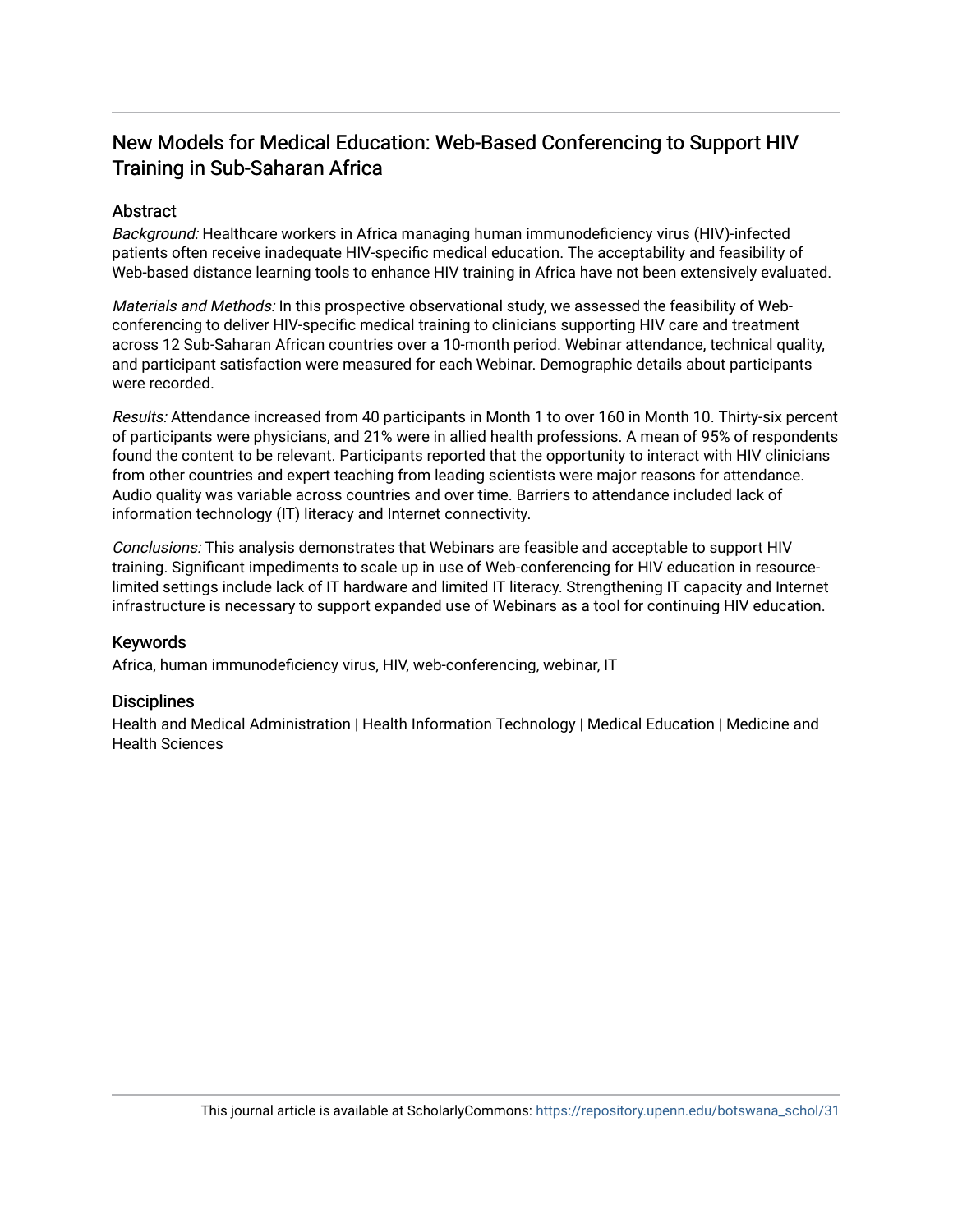# New Models for Medical Education: Web-Based Conferencing to Support HIV Training in Sub-Saharan Africa

## Abstract

*Background:* Healthcare workers in Africa managing human immunodeficiency virus (HIV)-infected patients often receive inadequate HIV-specific medical education. The acceptability and feasibility of Web-based distance learning tools to enhance HIV training in Africa have not been extensively evaluated.

*Materials and Methods:* In this prospective observational study, we assessed the feasibility of Web-conferencing to deliver HIV-specific medical training to clinicians supporting HIV care and treatment across 12 Sub-Saharan African countries over a 10-month period. Webinar attendance, technical quality, and participant satisfaction were measured for each Webinar. Demographic details about participants were recorded.

*Results:* Attendance increased from 40 participants in Month 1 to over 160 in Month 10. Thirty-six percent of participants were physicians, and 21% were in allied health professions. A mean of 95% of respondents found the content to be relevant. Participants reported that the opportunity to interact with HIV clinicians from other countries and expert teaching from leading scientists were major reasons for attendance. Audio quality was variable across countries and over time. Barriers to attendance included lack of information technology (IT) literacy and Internet connectivity.

*Conclusions:* This analysis demonstrates that Webinars are feasible and acceptable to support HIV training. Significant impediments to scale up in use of Web-conferencing for HIV education in resource-limited settings include lack of IT hardware and limited IT literacy. Strengthening IT capacity and Internet infrastructure is necessary to support expanded use of Webinars as a tool for continuing HIV education.

## Keywords

Africa, human immunodeficiency virus, HIV, web-conferencing, webinar, IT

## Disciplines

Health and Medical Administration | Health Information Technology | Medical Education | Medicine and Health Sciences

This journal article is available at ScholarlyCommons: https://repository.upenn.edu/botswana_schol/31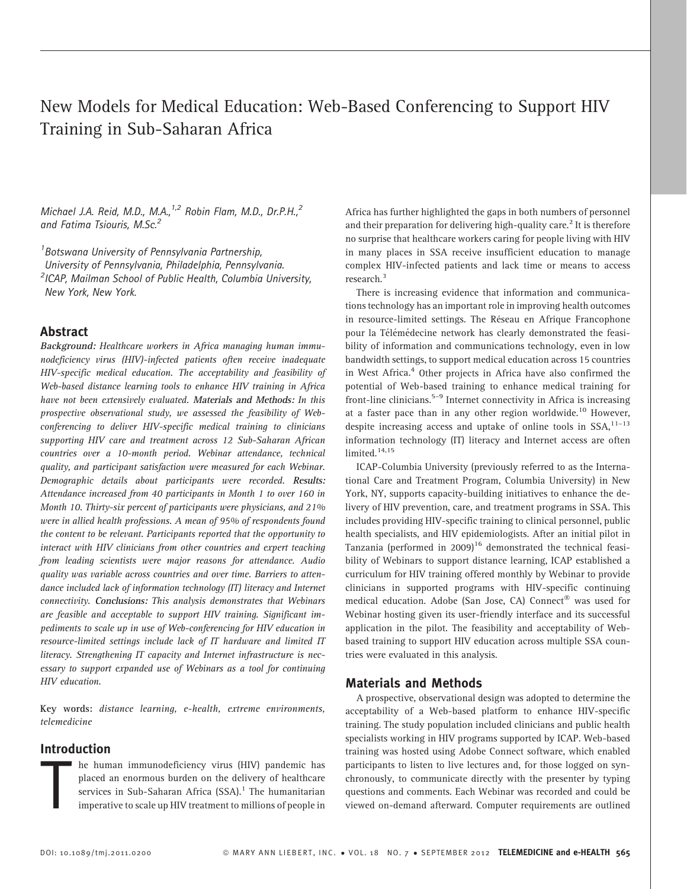# New Models for Medical Education: Web-Based Conferencing to Support HIV Training in Sub-Saharan Africa

*Michael J.A. Reid, M.D., M.A.,*[1,2] *Robin Flam, M.D., Dr.P.H.,*[2] *and Fatima Tsiouris, M.Sc.*[2]

[1]*Botswana University of Pennsylvania Partnership, University of Pennsylvania, Philadelphia, Pennsylvania.*
[2]*ICAP, Mailman School of Public Health, Columbia University, New York, New York.*

## Abstract

***Background:*** *Healthcare workers in Africa managing human immunodeficiency virus (HIV)-infected patients often receive inadequate HIV-specific medical education. The acceptability and feasibility of Web-based distance learning tools to enhance HIV training in Africa have not been extensively evaluated.* ***Materials and Methods:*** *In this prospective observational study, we assessed the feasibility of Web-conferencing to deliver HIV-specific medical training to clinicians supporting HIV care and treatment across 12 Sub-Saharan African countries over a 10-month period. Webinar attendance, technical quality, and participant satisfaction were measured for each Webinar. Demographic details about participants were recorded.* ***Results:*** *Attendance increased from 40 participants in Month 1 to over 160 in Month 10. Thirty-six percent of participants were physicians, and 21% were in allied health professions. A mean of 95% of respondents found the content to be relevant. Participants reported that the opportunity to interact with HIV clinicians from other countries and expert teaching from leading scientists were major reasons for attendance. Audio quality was variable across countries and over time. Barriers to attendance included lack of information technology (IT) literacy and Internet connectivity.* ***Conclusions:*** *This analysis demonstrates that Webinars are feasible and acceptable to support HIV training. Significant impediments to scale up in use of Web-conferencing for HIV education in resource-limited settings include lack of IT hardware and limited IT literacy. Strengthening IT capacity and Internet infrastructure is necessary to support expanded use of Webinars as a tool for continuing HIV education.*

**Key words:** *distance learning, e-health, extreme environments, telemedicine*

## Introduction

The human immunodeficiency virus (HIV) pandemic has placed an enormous burden on the delivery of healthcare services in Sub-Saharan Africa (SSA).[1] The humanitarian imperative to scale up HIV treatment to millions of people in Africa has further highlighted the gaps in both numbers of personnel and their preparation for delivering high-quality care.[2] It is therefore no surprise that healthcare workers caring for people living with HIV in many places in SSA receive insufficient education to manage complex HIV-infected patients and lack time or means to access research.[3]

There is increasing evidence that information and communications technology has an important role in improving health outcomes in resource-limited settings. The Réseau en Afrique Francophone pour la Télémédecine network has clearly demonstrated the feasibility of information and communications technology, even in low bandwidth settings, to support medical education across 15 countries in West Africa.[4] Other projects in Africa have also confirmed the potential of Web-based training to enhance medical training for front-line clinicians.[5–9] Internet connectivity in Africa is increasing at a faster pace than in any other region worldwide.[10] However, despite increasing access and uptake of online tools in SSA,[11–13] information technology (IT) literacy and Internet access are often limited.[14,15]

ICAP-Columbia University (previously referred to as the International Care and Treatment Program, Columbia University) in New York, NY, supports capacity-building initiatives to enhance the delivery of HIV prevention, care, and treatment programs in SSA. This includes providing HIV-specific training to clinical personnel, public health specialists, and HIV epidemiologists. After an initial pilot in Tanzania (performed in 2009)[16] demonstrated the technical feasibility of Webinars to support distance learning, ICAP established a curriculum for HIV training offered monthly by Webinar to provide clinicians in supported programs with HIV-specific continuing medical education. Adobe (San Jose, CA) Connect® was used for Webinar hosting given its user-friendly interface and its successful application in the pilot. The feasibility and acceptability of Web-based training to support HIV education across multiple SSA countries were evaluated in this analysis.

## Materials and Methods

A prospective, observational design was adopted to determine the acceptability of a Web-based platform to enhance HIV-specific training. The study population included clinicians and public health specialists working in HIV programs supported by ICAP. Web-based training was hosted using Adobe Connect software, which enabled participants to listen to live lectures and, for those logged on synchronously, to communicate directly with the presenter by typing questions and comments. Each Webinar was recorded and could be viewed on-demand afterward. Computer requirements are outlined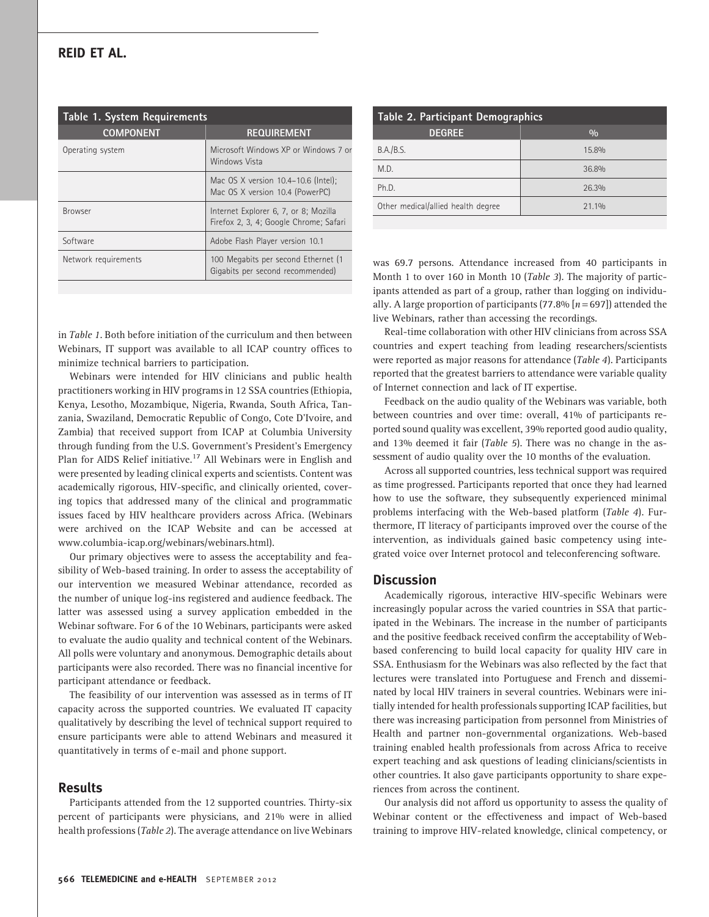**Table 1. System Requirements**

| COMPONENT | REQUIREMENT |
| --- | --- |
| Operating system | Microsoft Windows XP or Windows 7 or Windows Vista |
| | Mac OS X version 10.4–10.6 (Intel); Mac OS X version 10.4 (PowerPC) |
| Browser | Internet Explorer 6, 7, or 8; Mozilla Firefox 2, 3, 4; Google Chrome; Safari |
| Software | Adobe Flash Player version 10.1 |
| Network requirements | 100 Megabits per second Ethernet (1 Gigabits per second recommended) |

in *Table 1*. Both before initiation of the curriculum and then between Webinars, IT support was available to all ICAP country offices to minimize technical barriers to participation.

Webinars were intended for HIV clinicians and public health practitioners working in HIV programs in 12 SSA countries (Ethiopia, Kenya, Lesotho, Mozambique, Nigeria, Rwanda, South Africa, Tanzania, Swaziland, Democratic Republic of Congo, Cote D'Ivoire, and Zambia) that received support from ICAP at Columbia University through funding from the U.S. Government's President's Emergency Plan for AIDS Relief initiative.[17] All Webinars were in English and were presented by leading clinical experts and scientists. Content was academically rigorous, HIV-specific, and clinically oriented, covering topics that addressed many of the clinical and programmatic issues faced by HIV healthcare providers across Africa. (Webinars were archived on the ICAP Website and can be accessed at www.columbia-icap.org/webinars/webinars.html).

Our primary objectives were to assess the acceptability and feasibility of Web-based training. In order to assess the acceptability of our intervention we measured Webinar attendance, recorded as the number of unique log-ins registered and audience feedback. The latter was assessed using a survey application embedded in the Webinar software. For 6 of the 10 Webinars, participants were asked to evaluate the audio quality and technical content of the Webinars. All polls were voluntary and anonymous. Demographic details about participants were also recorded. There was no financial incentive for participant attendance or feedback.

The feasibility of our intervention was assessed as in terms of IT capacity across the supported countries. We evaluated IT capacity qualitatively by describing the level of technical support required to ensure participants were able to attend Webinars and measured it quantitatively in terms of e-mail and phone support.

## Results

Participants attended from the 12 supported countries. Thirty-six percent of participants were physicians, and 21% were in allied health professions (*Table 2*). The average attendance on live Webinars was 69.7 persons. Attendance increased from 40 participants in Month 1 to over 160 in Month 10 (*Table 3*). The majority of participants attended as part of a group, rather than logging on individually. A large proportion of participants (77.8% [$n=697$]) attended the live Webinars, rather than accessing the recordings.

**Table 2. Participant Demographics**

| DEGREE | % |
| --- | --- |
| B.A./B.S. | 15.8% |
| M.D. | 36.8% |
| Ph.D. | 26.3% |
| Other medical/allied health degree | 21.1% |

Real-time collaboration with other HIV clinicians from across SSA countries and expert teaching from leading researchers/scientists were reported as major reasons for attendance (*Table 4*). Participants reported that the greatest barriers to attendance were variable quality of Internet connection and lack of IT expertise.

Feedback on the audio quality of the Webinars was variable, both between countries and over time: overall, 41% of participants reported sound quality was excellent, 39% reported good audio quality, and 13% deemed it fair (*Table 5*). There was no change in the assessment of audio quality over the 10 months of the evaluation.

Across all supported countries, less technical support was required as time progressed. Participants reported that once they had learned how to use the software, they subsequently experienced minimal problems interfacing with the Web-based platform (*Table 4*). Furthermore, IT literacy of participants improved over the course of the intervention, as individuals gained basic competency using integrated voice over Internet protocol and teleconferencing software.

## Discussion

Academically rigorous, interactive HIV-specific Webinars were increasingly popular across the varied countries in SSA that participated in the Webinars. The increase in the number of participants and the positive feedback received confirm the acceptability of Web-based conferencing to build local capacity for quality HIV care in SSA. Enthusiasm for the Webinars was also reflected by the fact that lectures were translated into Portuguese and French and disseminated by local HIV trainers in several countries. Webinars were initially intended for health professionals supporting ICAP facilities, but there was increasing participation from personnel from Ministries of Health and partner non-governmental organizations. Web-based training enabled health professionals from across Africa to receive expert teaching and ask questions of leading clinicians/scientists in other countries. It also gave participants opportunity to share experiences from across the continent.

Our analysis did not afford us opportunity to assess the quality of Webinar content or the effectiveness and impact of Web-based training to improve HIV-related knowledge, clinical competency, or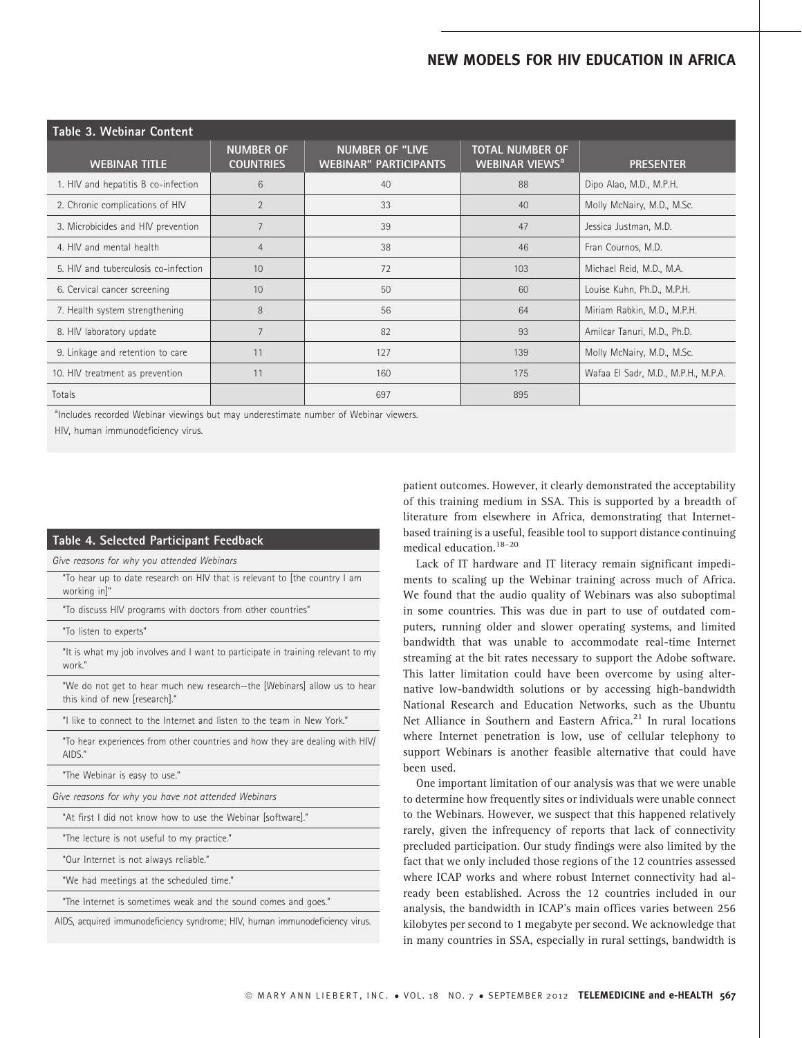**Table 3. Webinar Content**

| WEBINAR TITLE | NUMBER OF COUNTRIES | NUMBER OF "LIVE WEBINAR" PARTICIPANTS | TOTAL NUMBER OF WEBINAR VIEWS[a] | PRESENTER |
|---|---|---|---|---|
| 1. HIV and hepatitis B co-infection | 6 | 40 | 88 | Dipo Alao, M.D., M.P.H. |
| 2. Chronic complications of HIV | 2 | 33 | 40 | Molly McNairy, M.D., M.Sc. |
| 3. Microbicides and HIV prevention | 7 | 39 | 47 | Jessica Justman, M.D. |
| 4. HIV and mental health | 4 | 38 | 46 | Fran Cournos, M.D. |
| 5. HIV and tuberculosis co-infection | 10 | 72 | 103 | Michael Reid, M.D., M.A. |
| 6. Cervical cancer screening | 10 | 50 | 60 | Louise Kuhn, Ph.D., M.P.H. |
| 7. Health system strengthening | 8 | 56 | 64 | Miriam Rabkin, M.D., M.P.H. |
| 8. HIV laboratory update | 7 | 82 | 93 | Amilcar Tanuri, M.D., Ph.D. |
| 9. Linkage and retention to care | 11 | 127 | 139 | Molly McNairy, M.D., M.Sc. |
| 10. HIV treatment as prevention | 11 | 160 | 175 | Wafaa El Sadr, M.D., M.P.H., M.P.A. |
| Totals | | 697 | 895 | |

[a]Includes recorded Webinar viewings but may underestimate number of Webinar viewers.

HIV, human immunodeficiency virus.

**Table 4. Selected Participant Feedback**

| |
|---|
| *Give reasons for why you attended Webinars* |
| "To hear up to date research on HIV that is relevant to [the country I am working in]" |
| "To discuss HIV programs with doctors from other countries" |
| "To listen to experts" |
| "It is what my job involves and I want to participate in training relevant to my work." |
| "We do not get to hear much new research—the [Webinars] allow us to hear this kind of new [research]." |
| "I like to connect to the Internet and listen to the team in New York." |
| "To hear experiences from other countries and how they are dealing with HIV/AIDS." |
| "The Webinar is easy to use." |
| *Give reasons for why you have not attended Webinars* |
| "At first I did not know how to use the Webinar [software]." |
| "The lecture is not useful to my practice." |
| "Our Internet is not always reliable." |
| "We had meetings at the scheduled time." |
| "The Internet is sometimes weak and the sound comes and goes." |

AIDS, acquired immunodeficiency syndrome; HIV, human immunodeficiency virus.

patient outcomes. However, it clearly demonstrated the acceptability of this training medium in SSA. This is supported by a breadth of literature from elsewhere in Africa, demonstrating that Internet-based training is a useful, feasible tool to support distance continuing medical education.[18–20]

Lack of IT hardware and IT literacy remain significant impediments to scaling up the Webinar training across much of Africa. We found that the audio quality of Webinars was also suboptimal in some countries. This was due in part to use of outdated computers, running older and slower operating systems, and limited bandwidth that was unable to accommodate real-time Internet streaming at the bit rates necessary to support the Adobe software. This latter limitation could have been overcome by using alternative low-bandwidth solutions or by accessing high-bandwidth National Research and Education Networks, such as the Ubuntu Net Alliance in Southern and Eastern Africa.[21] In rural locations where Internet penetration is low, use of cellular telephony to support Webinars is another feasible alternative that could have been used.

One important limitation of our analysis was that we were unable to determine how frequently sites or individuals were unable connect to the Webinars. However, we suspect that this happened relatively rarely, given the infrequency of reports that lack of connectivity precluded participation. Our study findings were also limited by the fact that we only included those regions of the 12 countries assessed where ICAP works and where robust Internet connectivity had already been established. Across the 12 countries included in our analysis, the bandwidth in ICAP's main offices varies between 256 kilobytes per second to 1 megabyte per second. We acknowledge that in many countries in SSA, especially in rural settings, bandwidth is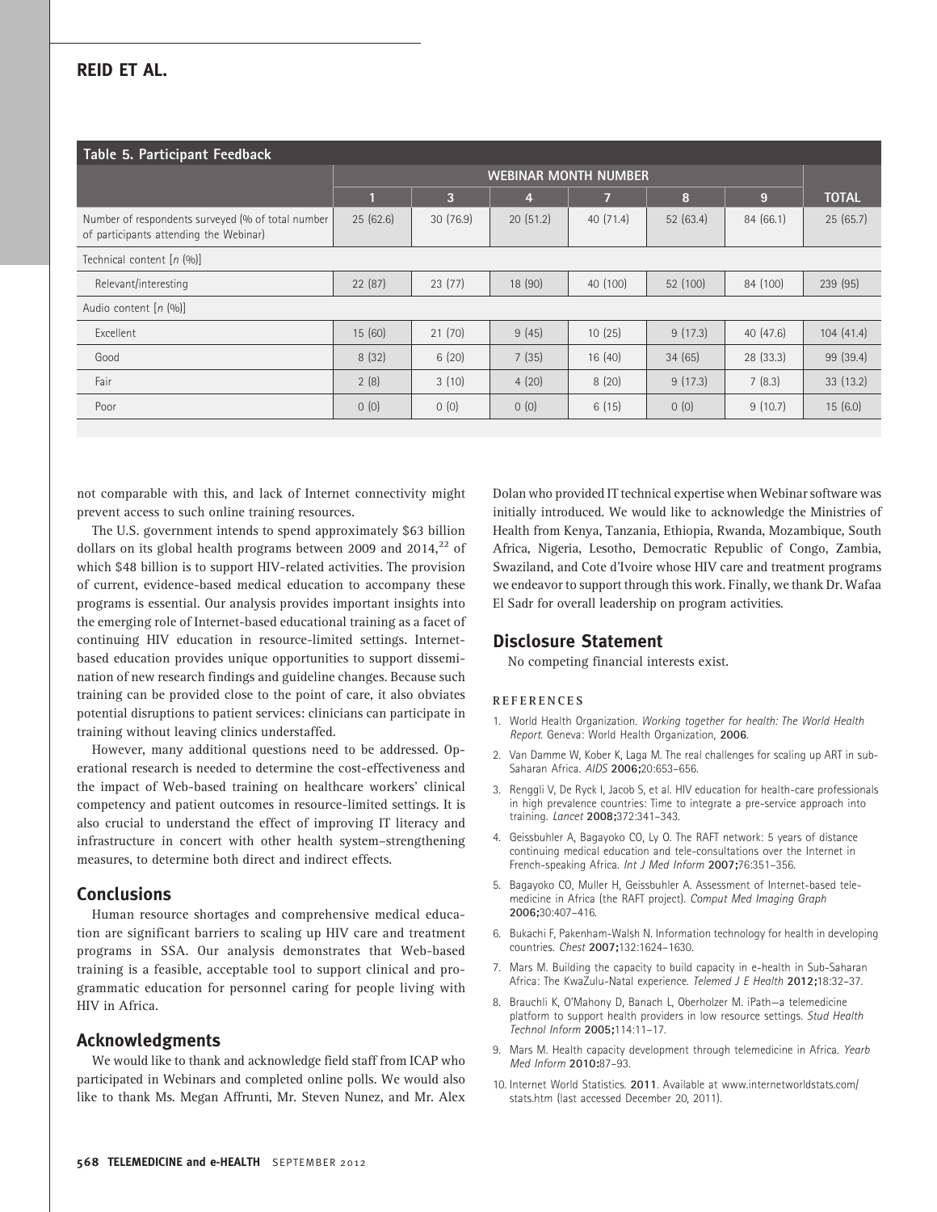**Table 5. Participant Feedback**

| | WEBINAR MONTH NUMBER | | | | | | |
|---|---|---|---|---|---|---|---|
| | 1 | 3 | 4 | 7 | 8 | 9 | TOTAL |
| Number of respondents surveyed (% of total number of participants attending the Webinar) | 25 (62.6) | 30 (76.9) | 20 (51.2) | 40 (71.4) | 52 (63.4) | 84 (66.1) | 25 (65.7) |
| Technical content [n (%)] | | | | | | | |
| Relevant/interesting | 22 (87) | 23 (77) | 18 (90) | 40 (100) | 52 (100) | 84 (100) | 239 (95) |
| Audio content [n (%)] | | | | | | | |
| Excellent | 15 (60) | 21 (70) | 9 (45) | 10 (25) | 9 (17.3) | 40 (47.6) | 104 (41.4) |
| Good | 8 (32) | 6 (20) | 7 (35) | 16 (40) | 34 (65) | 28 (33.3) | 99 (39.4) |
| Fair | 2 (8) | 3 (10) | 4 (20) | 8 (20) | 9 (17.3) | 7 (8.3) | 33 (13.2) |
| Poor | 0 (0) | 0 (0) | 0 (0) | 6 (15) | 0 (0) | 9 (10.7) | 15 (6.0) |

not comparable with this, and lack of Internet connectivity might prevent access to such online training resources.

The U.S. government intends to spend approximately $63 billion dollars on its global health programs between 2009 and 2014,[22] of which $48 billion is to support HIV-related activities. The provision of current, evidence-based medical education to accompany these programs is essential. Our analysis provides important insights into the emerging role of Internet-based educational training as a facet of continuing HIV education in resource-limited settings. Internet-based education provides unique opportunities to support dissemination of new research findings and guideline changes. Because such training can be provided close to the point of care, it also obviates potential disruptions to patient services: clinicians can participate in training without leaving clinics understaffed.

However, many additional questions need to be addressed. Operational research is needed to determine the cost-effectiveness and the impact of Web-based training on healthcare workers' clinical competency and patient outcomes in resource-limited settings. It is also crucial to understand the effect of improving IT literacy and infrastructure in concert with other health system–strengthening measures, to determine both direct and indirect effects.

## Conclusions

Human resource shortages and comprehensive medical education are significant barriers to scaling up HIV care and treatment programs in SSA. Our analysis demonstrates that Web-based training is a feasible, acceptable tool to support clinical and programmatic education for personnel caring for people living with HIV in Africa.

## Acknowledgments

We would like to thank and acknowledge field staff from ICAP who participated in Webinars and completed online polls. We would also like to thank Ms. Megan Affrunti, Mr. Steven Nunez, and Mr. Alex Dolan who provided IT technical expertise when Webinar software was initially introduced. We would like to acknowledge the Ministries of Health from Kenya, Tanzania, Ethiopia, Rwanda, Mozambique, South Africa, Nigeria, Lesotho, Democratic Republic of Congo, Zambia, Swaziland, and Cote d'Ivoire whose HIV care and treatment programs we endeavor to support through this work. Finally, we thank Dr. Wafaa El Sadr for overall leadership on program activities.

## Disclosure Statement

No competing financial interests exist.

### REFERENCES

1. World Health Organization. *Working together for health: The World Health Report*. Geneva: World Health Organization, **2006**.
2. Van Damme W, Kober K, Laga M. The real challenges for scaling up ART in sub-Saharan Africa. *AIDS* **2006;**20:653–656.
3. Renggli V, De Ryck I, Jacob S, et al. HIV education for health-care professionals in high prevalence countries: Time to integrate a pre-service approach into training. *Lancet* **2008;**372:341–343.
4. Geissbuhler A, Bagayoko CO, Ly O. The RAFT network: 5 years of distance continuing medical education and tele-consultations over the Internet in French-speaking Africa. *Int J Med Inform* **2007;**76:351–356.
5. Bagayoko CO, Muller H, Geissbuhler A. Assessment of Internet-based tele-medicine in Africa (the RAFT project). *Comput Med Imaging Graph* **2006;**30:407–416.
6. Bukachi F, Pakenham-Walsh N. Information technology for health in developing countries. *Chest* **2007;**132:1624–1630.
7. Mars M. Building the capacity to build capacity in e-health in Sub-Saharan Africa: The KwaZulu-Natal experience. *Telemed J E Health* **2012;**18:32–37.
8. Brauchli K, O'Mahony D, Banach L, Oberholzer M. iPath—a telemedicine platform to support health providers in low resource settings. *Stud Health Technol Inform* **2005;**114:11–17.
9. Mars M. Health capacity development through telemedicine in Africa. *Yearb Med Inform* **2010:**87–93.
10. Internet World Statistics. **2011**. Available at www.internetworldstats.com/stats.htm (last accessed December 20, 2011).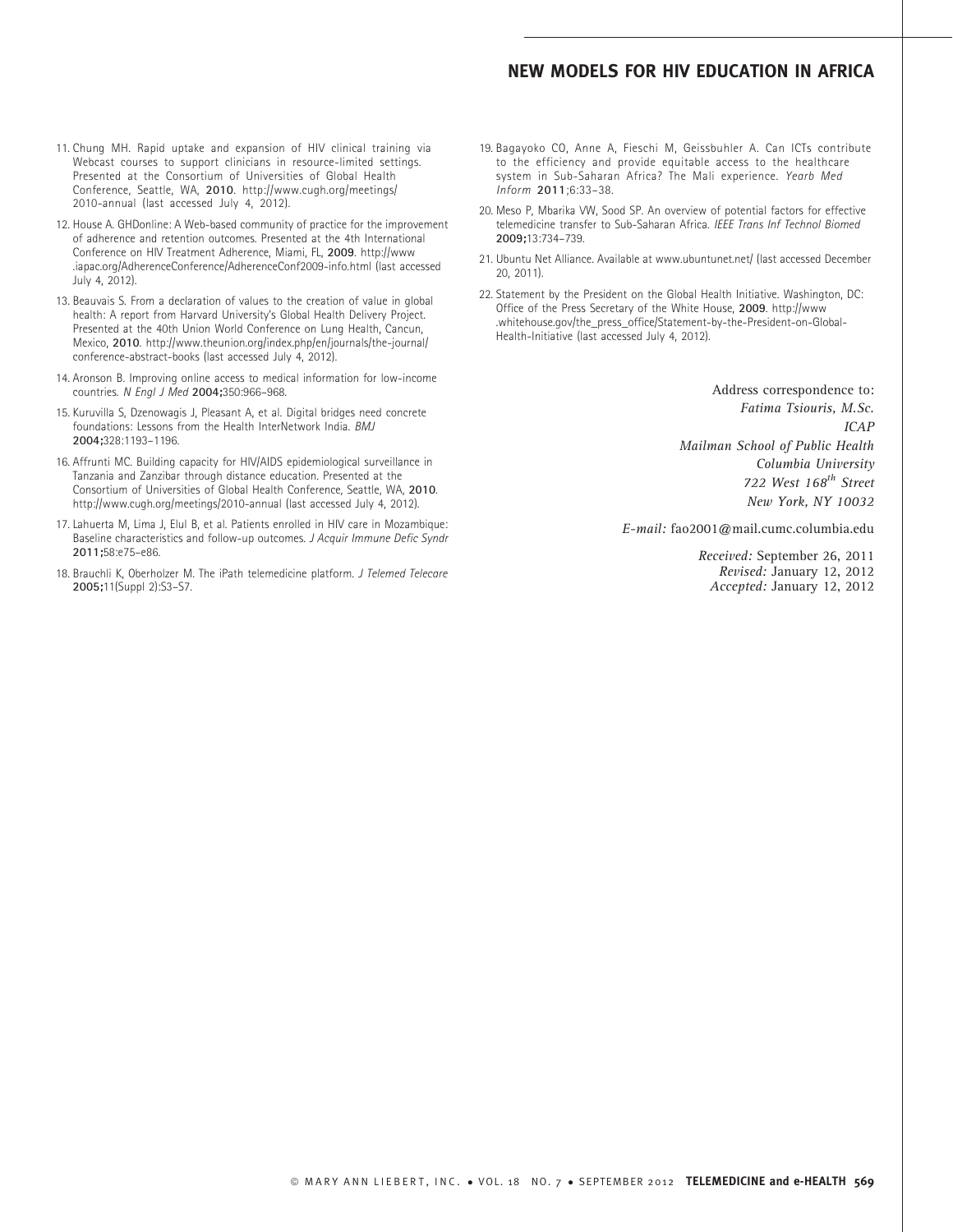11. Chung MH. Rapid uptake and expansion of HIV clinical training via Webcast courses to support clinicians in resource-limited settings. Presented at the Consortium of Universities of Global Health Conference, Seattle, WA, **2010**. http://www.cugh.org/meetings/2010-annual (last accessed July 4, 2012).

12. House A. GHDonline: A Web-based community of practice for the improvement of adherence and retention outcomes. Presented at the 4th International Conference on HIV Treatment Adherence, Miami, FL, **2009**. http://www.iapac.org/AdherenceConference/AdherenceConf2009-info.html (last accessed July 4, 2012).

13. Beauvais S. From a declaration of values to the creation of value in global health: A report from Harvard University's Global Health Delivery Project. Presented at the 40th Union World Conference on Lung Health, Cancun, Mexico, **2010**. http://www.theunion.org/index.php/en/journals/the-journal/conference-abstract-books (last accessed July 4, 2012).

14. Aronson B. Improving online access to medical information for low-income countries. *N Engl J Med* **2004;**350:966–968.

15. Kuruvilla S, Dzenowagis J, Pleasant A, et al. Digital bridges need concrete foundations: Lessons from the Health InterNetwork India. *BMJ* **2004;**328:1193–1196.

16. Affrunti MC. Building capacity for HIV/AIDS epidemiological surveillance in Tanzania and Zanzibar through distance education. Presented at the Consortium of Universities of Global Health Conference, Seattle, WA, **2010**. http://www.cugh.org/meetings/2010-annual (last accessed July 4, 2012).

17. Lahuerta M, Lima J, Elul B, et al. Patients enrolled in HIV care in Mozambique: Baseline characteristics and follow-up outcomes. *J Acquir Immune Defic Syndr* **2011;**58:e75–e86.

18. Brauchli K, Oberholzer M. The iPath telemedicine platform. *J Telemed Telecare* **2005;**11(Suppl 2):S3–S7.

19. Bagayoko CO, Anne A, Fieschi M, Geissbuhler A. Can ICTs contribute to the efficiency and provide equitable access to the healthcare system in Sub-Saharan Africa? The Mali experience. *Yearb Med Inform* **2011**;6:33–38.

20. Meso P, Mbarika VW, Sood SP. An overview of potential factors for effective telemedicine transfer to Sub-Saharan Africa. *IEEE Trans Inf Technol Biomed* **2009;**13:734–739.

21. Ubuntu Net Alliance. Available at www.ubuntunet.net/ (last accessed December 20, 2011).

22. Statement by the President on the Global Health Initiative. Washington, DC: Office of the Press Secretary of the White House, **2009**. http://www.whitehouse.gov/the_press_office/Statement-by-the-President-on-Global-Health-Initiative (last accessed July 4, 2012).

Address correspondence to:
*Fatima Tsiouris, M.Sc.*
*ICAP*
*Mailman School of Public Health*
*Columbia University*
*722 West 168th Street*
*New York, NY 10032*

*E-mail:* fao2001@mail.cumc.columbia.edu

*Received:* September 26, 2011
*Revised:* January 12, 2012
*Accepted:* January 12, 2012